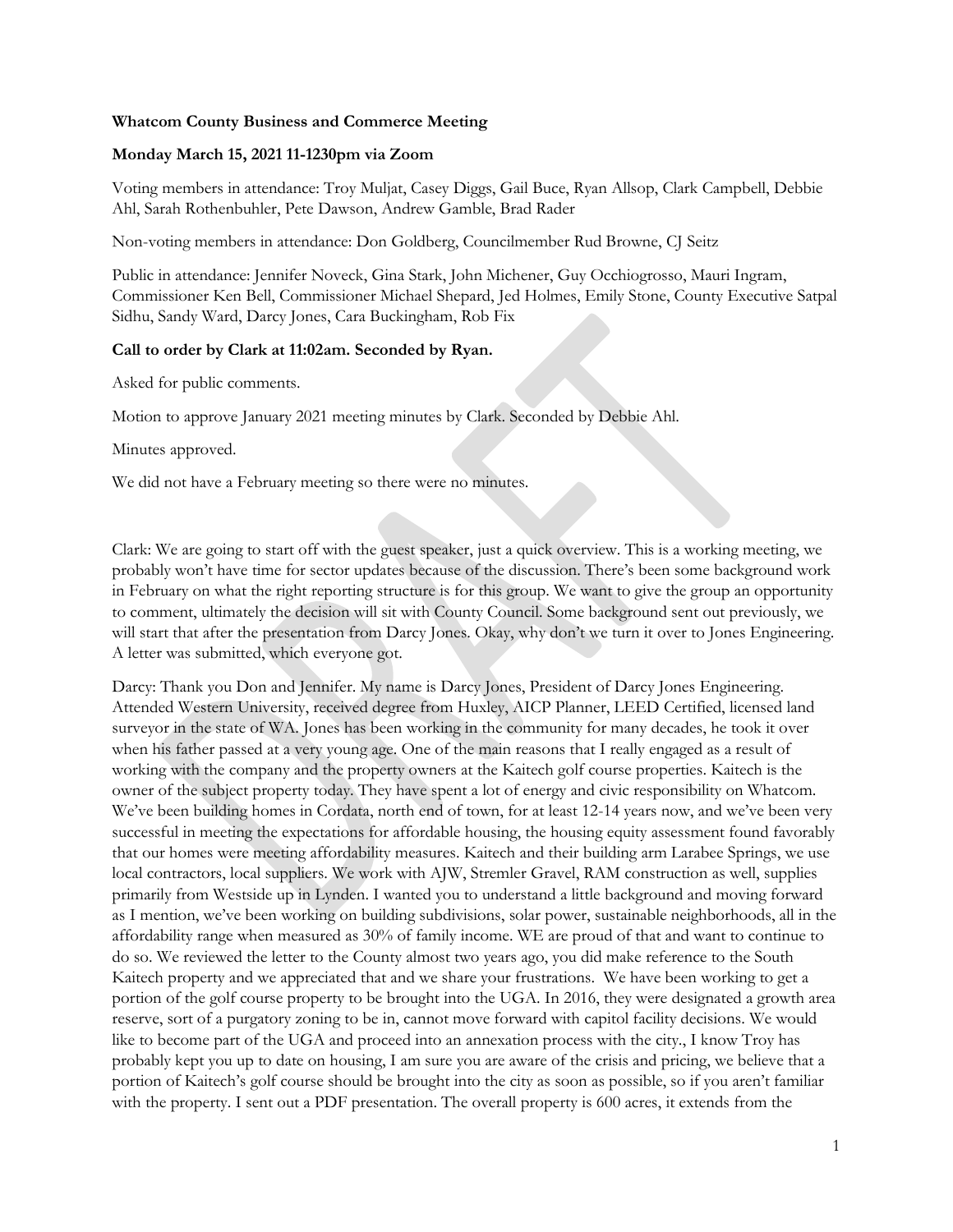**Whatcom County Business and Commerce Meeting**

**Monday March 15, 2021 11-1230pm via Zoom**

Voting members in attendance: Troy Muljat, Casey Diggs, Gail Buce, Ryan Allsop, Clark Campbell, Debbie Ahl, Sarah Rothenbuhler, Pete Dawson, Andrew Gamble, Brad Rader

Non-voting members in attendance: Don Goldberg, Councilmember Rud Browne, CJ Seitz

Public in attendance: Jennifer Noveck, Gina Stark, John Michener, Guy Occhiogrosso, Mauri Ingram, Commissioner Ken Bell, Commissioner Michael Shepard, Jed Holmes, Emily Stone, County Executive Satpal Sidhu, Sandy Ward, Darcy Jones, Cara Buckingham, Rob Fix

**Call to order by Clark at 11:02am. Seconded by Ryan.**

Asked for public comments.

Motion to approve January 2021 meeting minutes by Clark. Seconded by Debbie Ahl.

Minutes approved.

We did not have a February meeting so there were no minutes.

Clark: We are going to start off with the guest speaker, just a quick overview. This is a working meeting, we probably won't have time for sector updates because of the discussion. There's been some background work in February on what the right reporting structure is for this group. We want to give the group an opportunity to comment, ultimately the decision will sit with County Council. Some background sent out previously, we will start that after the presentation from Darcy Jones. Okay, why don't we turn it over to Jones Engineering. A letter was submitted, which everyone got.

Darcy: Thank you Don and Jennifer. My name is Darcy Jones, President of Darcy Jones Engineering. Attended Western University, received degree from Huxley, AICP Planner, LEED Certified, licensed land surveyor in the state of WA. Jones has been working in the community for many decades, he took it over when his father passed at a very young age. One of the main reasons that I really engaged as a result of working with the company and the property owners at the Kaitech golf course properties. Kaitech is the owner of the subject property today. They have spent a lot of energy and civic responsibility on Whatcom. We've been building homes in Cordata, north end of town, for at least 12-14 years now, and we've been very successful in meeting the expectations for affordable housing, the housing equity assessment found favorably that our homes were meeting affordability measures. Kaitech and their building arm Larabee Springs, we use local contractors, local suppliers. We work with AJW, Stremler Gravel, RAM construction as well, supplies primarily from Westside up in Lynden. I wanted you to understand a little background and moving forward as I mention, we've been working on building subdivisions, solar power, sustainable neighborhoods, all in the affordability range when measured as 30% of family income. WE are proud of that and want to continue to do so. We reviewed the letter to the County almost two years ago, you did make reference to the South Kaitech property and we appreciated that and we share your frustrations. We have been working to get a portion of the golf course property to be brought into the UGA. In 2016, they were designated a growth area reserve, sort of a purgatory zoning to be in, cannot move forward with capitol facility decisions. We would like to become part of the UGA and proceed into an annexation process with the city., I know Troy has probably kept you up to date on housing, I am sure you are aware of the crisis and pricing, we believe that a portion of Kaitech's golf course should be brought into the city as soon as possible, so if you aren't familiar with the property. I sent out a PDF presentation. The overall property is 600 acres, it extends from the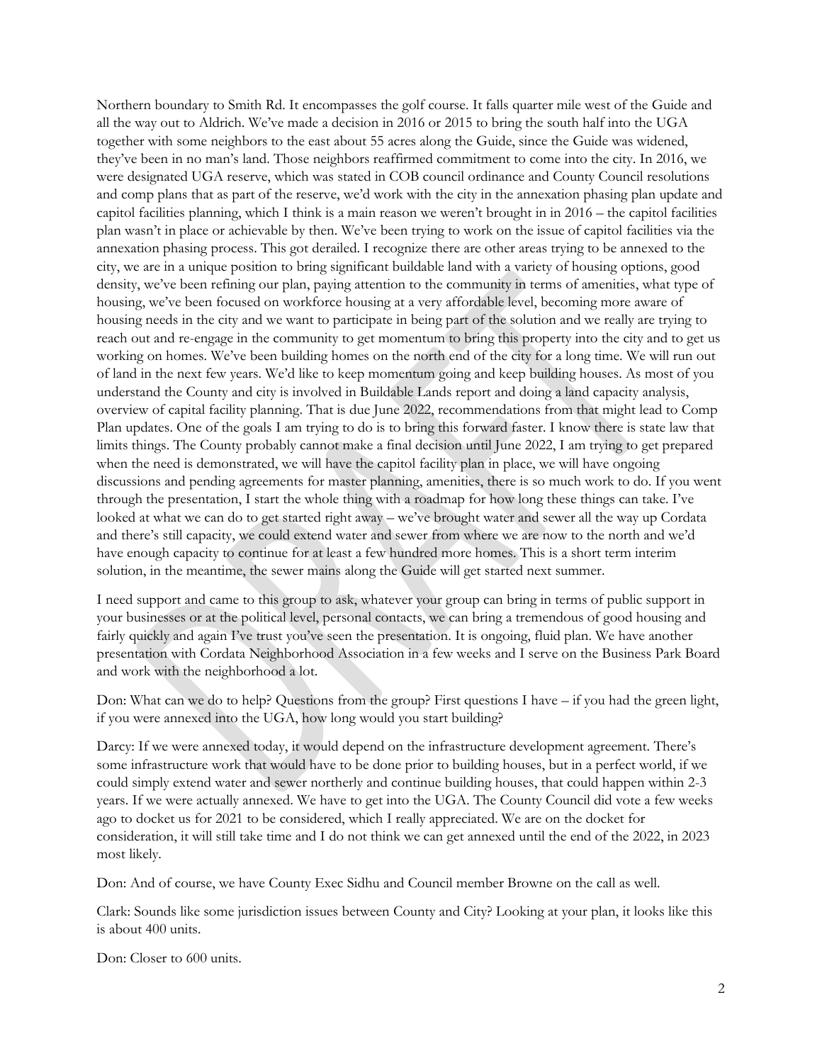Northern boundary to Smith Rd. It encompasses the golf course. It falls quarter mile west of the Guide and all the way out to Aldrich. We've made a decision in 2016 or 2015 to bring the south half into the UGA together with some neighbors to the east about 55 acres along the Guide, since the Guide was widened, they've been in no man's land. Those neighbors reaffirmed commitment to come into the city. In 2016, we were designated UGA reserve, which was stated in COB council ordinance and County Council resolutions and comp plans that as part of the reserve, we'd work with the city in the annexation phasing plan update and capitol facilities planning, which I think is a main reason we weren't brought in in 2016 – the capitol facilities plan wasn't in place or achievable by then. We've been trying to work on the issue of capitol facilities via the annexation phasing process. This got derailed. I recognize there are other areas trying to be annexed to the city, we are in a unique position to bring significant buildable land with a variety of housing options, good density, we've been refining our plan, paying attention to the community in terms of amenities, what type of housing, we've been focused on workforce housing at a very affordable level, becoming more aware of housing needs in the city and we want to participate in being part of the solution and we really are trying to reach out and re-engage in the community to get momentum to bring this property into the city and to get us working on homes. We've been building homes on the north end of the city for a long time. We will run out of land in the next few years. We'd like to keep momentum going and keep building houses. As most of you understand the County and city is involved in Buildable Lands report and doing a land capacity analysis, overview of capital facility planning. That is due June 2022, recommendations from that might lead to Comp Plan updates. One of the goals I am trying to do is to bring this forward faster. I know there is state law that limits things. The County probably cannot make a final decision until June 2022, I am trying to get prepared when the need is demonstrated, we will have the capitol facility plan in place, we will have ongoing discussions and pending agreements for master planning, amenities, there is so much work to do. If you went through the presentation, I start the whole thing with a roadmap for how long these things can take. I've looked at what we can do to get started right away – we've brought water and sewer all the way up Cordata and there's still capacity, we could extend water and sewer from where we are now to the north and we'd have enough capacity to continue for at least a few hundred more homes. This is a short term interim solution, in the meantime, the sewer mains along the Guide will get started next summer.

I need support and came to this group to ask, whatever your group can bring in terms of public support in your businesses or at the political level, personal contacts, we can bring a tremendous of good housing and fairly quickly and again I've trust you've seen the presentation. It is ongoing, fluid plan. We have another presentation with Cordata Neighborhood Association in a few weeks and I serve on the Business Park Board and work with the neighborhood a lot.

Don: What can we do to help? Questions from the group? First questions I have – if you had the green light, if you were annexed into the UGA, how long would you start building?

Darcy: If we were annexed today, it would depend on the infrastructure development agreement. There's some infrastructure work that would have to be done prior to building houses, but in a perfect world, if we could simply extend water and sewer northerly and continue building houses, that could happen within 2-3 years. If we were actually annexed. We have to get into the UGA. The County Council did vote a few weeks ago to docket us for 2021 to be considered, which I really appreciated. We are on the docket for consideration, it will still take time and I do not think we can get annexed until the end of the 2022, in 2023 most likely.

Don: And of course, we have County Exec Sidhu and Council member Browne on the call as well.

Clark: Sounds like some jurisdiction issues between County and City? Looking at your plan, it looks like this is about 400 units.

Don: Closer to 600 units.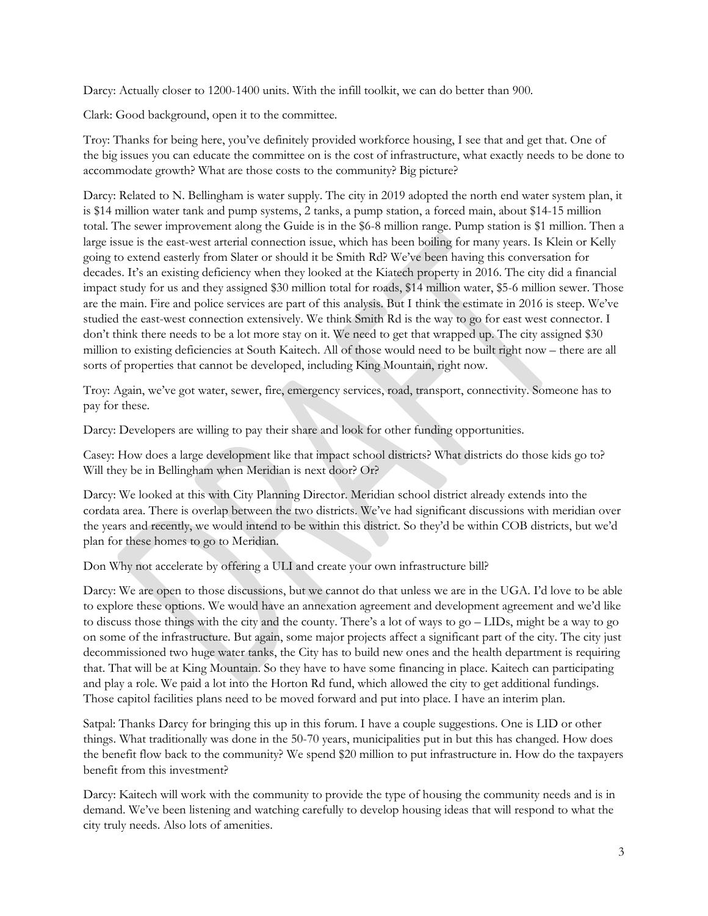Darcy: Actually closer to 1200-1400 units. With the infill toolkit, we can do better than 900.

Clark: Good background, open it to the committee.

Troy: Thanks for being here, you've definitely provided workforce housing, I see that and get that. One of the big issues you can educate the committee on is the cost of infrastructure, what exactly needs to be done to accommodate growth? What are those costs to the community? Big picture?

Darcy: Related to N. Bellingham is water supply. The city in 2019 adopted the north end water system plan, it is $14 million water tank and pump systems, 2 tanks, a pump station, a forced main, about $14-15 million total. The sewer improvement along the Guide is in the $6-8 million range. Pump station is $1 million. Then a large issue is the east-west arterial connection issue, which has been boiling for many years. Is Klein or Kelly going to extend easterly from Slater or should it be Smith Rd? We've been having this conversation for decades. It's an existing deficiency when they looked at the Kiatech property in 2016. The city did a financial impact study for us and they assigned $30 million total for roads, $14 million water, $5-6 million sewer. Those are the main. Fire and police services are part of this analysis. But I think the estimate in 2016 is steep. We've studied the east-west connection extensively. We think Smith Rd is the way to go for east west connector. I don't think there needs to be a lot more stay on it. We need to get that wrapped up. The city assigned $30 million to existing deficiencies at South Kaitech. All of those would need to be built right now – there are all sorts of properties that cannot be developed, including King Mountain, right now.

Troy: Again, we've got water, sewer, fire, emergency services, road, transport, connectivity. Someone has to pay for these.

Darcy: Developers are willing to pay their share and look for other funding opportunities.

Casey: How does a large development like that impact school districts? What districts do those kids go to? Will they be in Bellingham when Meridian is next door? Or?

Darcy: We looked at this with City Planning Director. Meridian school district already extends into the cordata area. There is overlap between the two districts. We've had significant discussions with meridian over the years and recently, we would intend to be within this district. So they'd be within COB districts, but we'd plan for these homes to go to Meridian.

Don Why not accelerate by offering a ULI and create your own infrastructure bill?

Darcy: We are open to those discussions, but we cannot do that unless we are in the UGA. I'd love to be able to explore these options. We would have an annexation agreement and development agreement and we'd like to discuss those things with the city and the county. There's a lot of ways to go – LIDs, might be a way to go on some of the infrastructure. But again, some major projects affect a significant part of the city. The city just decommissioned two huge water tanks, the City has to build new ones and the health department is requiring that. That will be at King Mountain. So they have to have some financing in place. Kaitech can participating and play a role. We paid a lot into the Horton Rd fund, which allowed the city to get additional fundings. Those capitol facilities plans need to be moved forward and put into place. I have an interim plan.

Satpal: Thanks Darcy for bringing this up in this forum. I have a couple suggestions. One is LID or other things. What traditionally was done in the 50-70 years, municipalities put in but this has changed. How does the benefit flow back to the community? We spend $20 million to put infrastructure in. How do the taxpayers benefit from this investment?

Darcy: Kaitech will work with the community to provide the type of housing the community needs and is in demand. We've been listening and watching carefully to develop housing ideas that will respond to what the city truly needs. Also lots of amenities.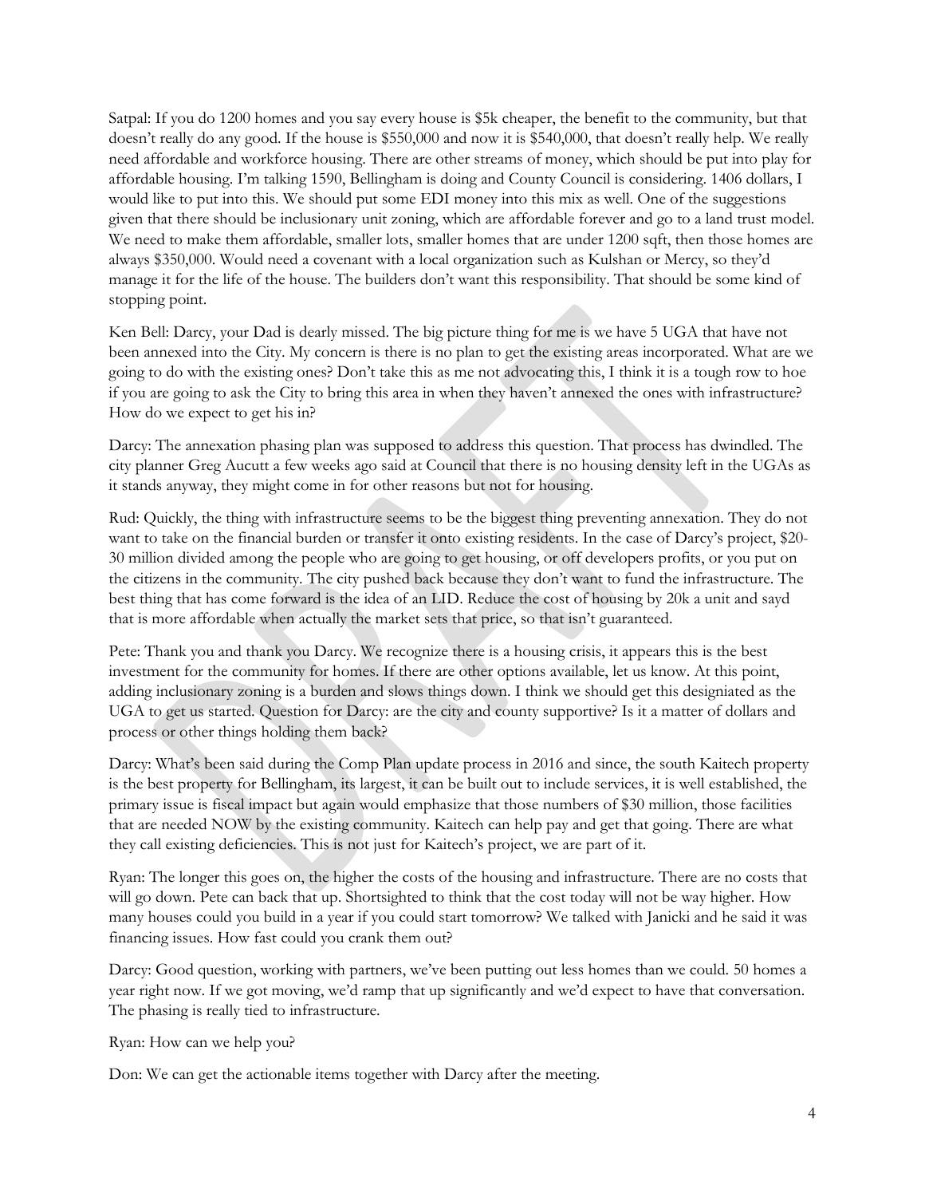Satpal: If you do 1200 homes and you say every house is $5k cheaper, the benefit to the community, but that doesn't really do any good. If the house is $550,000 and now it is $540,000, that doesn't really help. We really need affordable and workforce housing. There are other streams of money, which should be put into play for affordable housing. I'm talking 1590, Bellingham is doing and County Council is considering. 1406 dollars, I would like to put into this. We should put some EDI money into this mix as well. One of the suggestions given that there should be inclusionary unit zoning, which are affordable forever and go to a land trust model. We need to make them affordable, smaller lots, smaller homes that are under 1200 sqft, then those homes are always $350,000. Would need a covenant with a local organization such as Kulshan or Mercy, so they'd manage it for the life of the house. The builders don't want this responsibility. That should be some kind of stopping point.

Ken Bell: Darcy, your Dad is dearly missed. The big picture thing for me is we have 5 UGA that have not been annexed into the City. My concern is there is no plan to get the existing areas incorporated. What are we going to do with the existing ones? Don't take this as me not advocating this, I think it is a tough row to hoe if you are going to ask the City to bring this area in when they haven't annexed the ones with infrastructure? How do we expect to get his in?

Darcy: The annexation phasing plan was supposed to address this question. That process has dwindled. The city planner Greg Aucutt a few weeks ago said at Council that there is no housing density left in the UGAs as it stands anyway, they might come in for other reasons but not for housing.

Rud: Quickly, the thing with infrastructure seems to be the biggest thing preventing annexation. They do not want to take on the financial burden or transfer it onto existing residents. In the case of Darcy's project, $20-30 million divided among the people who are going to get housing, or off developers profits, or you put on the citizens in the community. The city pushed back because they don't want to fund the infrastructure. The best thing that has come forward is the idea of an LID. Reduce the cost of housing by 20k a unit and sayd that is more affordable when actually the market sets that price, so that isn't guaranteed.

Pete: Thank you and thank you Darcy. We recognize there is a housing crisis, it appears this is the best investment for the community for homes. If there are other options available, let us know. At this point, adding inclusionary zoning is a burden and slows things down. I think we should get this designiated as the UGA to get us started. Question for Darcy: are the city and county supportive? Is it a matter of dollars and process or other things holding them back?

Darcy: What's been said during the Comp Plan update process in 2016 and since, the south Kaitech property is the best property for Bellingham, its largest, it can be built out to include services, it is well established, the primary issue is fiscal impact but again would emphasize that those numbers of $30 million, those facilities that are needed NOW by the existing community. Kaitech can help pay and get that going. There are what they call existing deficiencies. This is not just for Kaitech's project, we are part of it.

Ryan: The longer this goes on, the higher the costs of the housing and infrastructure. There are no costs that will go down. Pete can back that up. Shortsighted to think that the cost today will not be way higher. How many houses could you build in a year if you could start tomorrow? We talked with Janicki and he said it was financing issues. How fast could you crank them out?

Darcy: Good question, working with partners, we've been putting out less homes than we could. 50 homes a year right now. If we got moving, we'd ramp that up significantly and we'd expect to have that conversation. The phasing is really tied to infrastructure.

Ryan: How can we help you?

Don: We can get the actionable items together with Darcy after the meeting.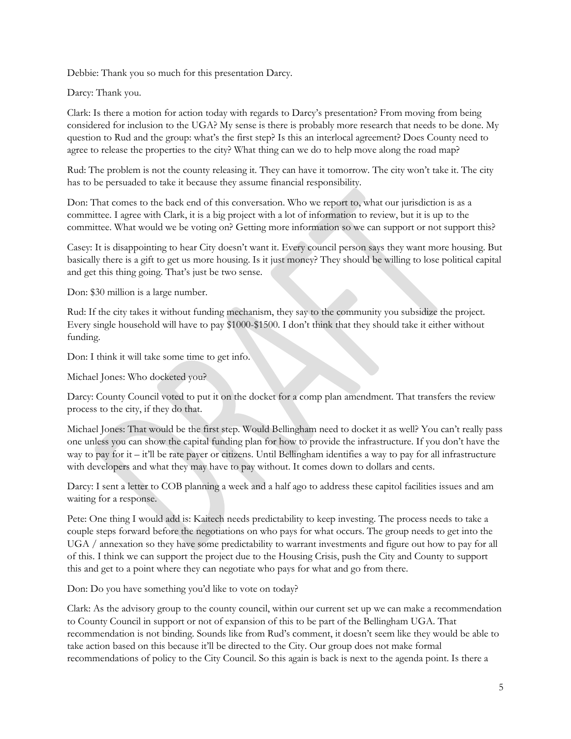Debbie: Thank you so much for this presentation Darcy.

Darcy: Thank you.

Clark: Is there a motion for action today with regards to Darcy's presentation? From moving from being considered for inclusion to the UGA? My sense is there is probably more research that needs to be done. My question to Rud and the group: what's the first step? Is this an interlocal agreement? Does County need to agree to release the properties to the city? What thing can we do to help move along the road map?

Rud: The problem is not the county releasing it. They can have it tomorrow. The city won't take it. The city has to be persuaded to take it because they assume financial responsibility.

Don: That comes to the back end of this conversation. Who we report to, what our jurisdiction is as a committee. I agree with Clark, it is a big project with a lot of information to review, but it is up to the committee. What would we be voting on? Getting more information so we can support or not support this?

Casey: It is disappointing to hear City doesn't want it. Every council person says they want more housing. But basically there is a gift to get us more housing. Is it just money? They should be willing to lose political capital and get this thing going. That's just be two sense.

Don: $30 million is a large number.

Rud: If the city takes it without funding mechanism, they say to the community you subsidize the project. Every single household will have to pay $1000-$1500. I don't think that they should take it either without funding.

Don: I think it will take some time to get info.

Michael Jones: Who docketed you?

Darcy: County Council voted to put it on the docket for a comp plan amendment. That transfers the review process to the city, if they do that.

Michael Jones: That would be the first step. Would Bellingham need to docket it as well? You can't really pass one unless you can show the capital funding plan for how to provide the infrastructure. If you don't have the way to pay for it – it'll be rate payer or citizens. Until Bellingham identifies a way to pay for all infrastructure with developers and what they may have to pay without. It comes down to dollars and cents.

Darcy: I sent a letter to COB planning a week and a half ago to address these capitol facilities issues and am waiting for a response.

Pete: One thing I would add is: Kaitech needs predictability to keep investing. The process needs to take a couple steps forward before the negotiations on who pays for what occurs. The group needs to get into the UGA / annexation so they have some predictability to warrant investments and figure out how to pay for all of this. I think we can support the project due to the Housing Crisis, push the City and County to support this and get to a point where they can negotiate who pays for what and go from there.

Don: Do you have something you'd like to vote on today?

Clark: As the advisory group to the county council, within our current set up we can make a recommendation to County Council in support or not of expansion of this to be part of the Bellingham UGA. That recommendation is not binding. Sounds like from Rud's comment, it doesn't seem like they would be able to take action based on this because it'll be directed to the City. Our group does not make formal recommendations of policy to the City Council. So this again is back is next to the agenda point. Is there a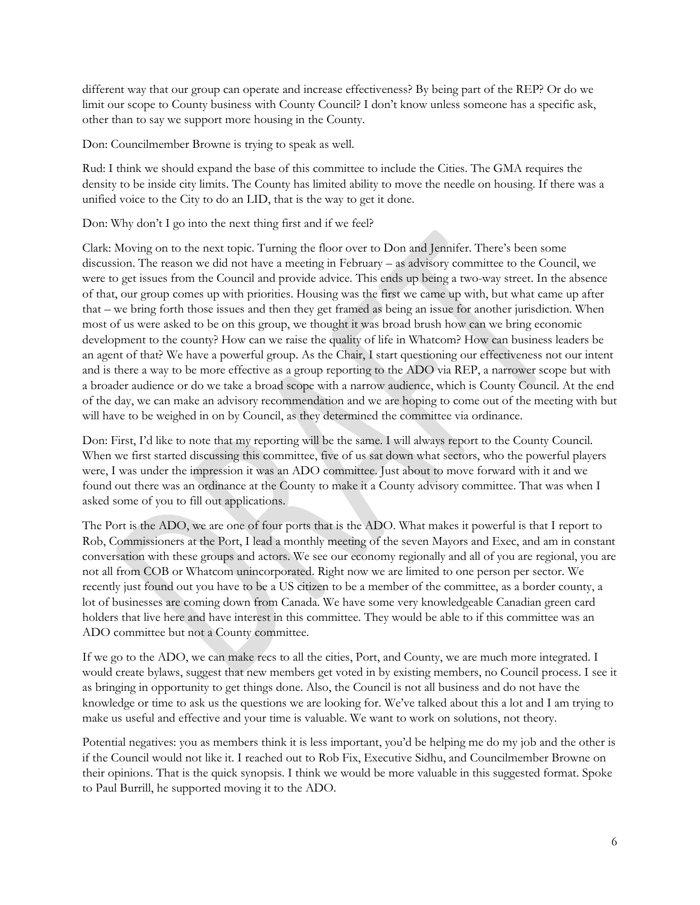different way that our group can operate and increase effectiveness? By being part of the REP? Or do we limit our scope to County business with County Council? I don't know unless someone has a specific ask, other than to say we support more housing in the County.

Don: Councilmember Browne is trying to speak as well.

Rud: I think we should expand the base of this committee to include the Cities. The GMA requires the density to be inside city limits. The County has limited ability to move the needle on housing. If there was a unified voice to the City to do an LID, that is the way to get it done.

Don: Why don't I go into the next thing first and if we feel?

Clark: Moving on to the next topic. Turning the floor over to Don and Jennifer. There's been some discussion. The reason we did not have a meeting in February – as advisory committee to the Council, we were to get issues from the Council and provide advice. This ends up being a two-way street. In the absence of that, our group comes up with priorities. Housing was the first we came up with, but what came up after that – we bring forth those issues and then they get framed as being an issue for another jurisdiction. When most of us were asked to be on this group, we thought it was broad brush how can we bring economic development to the county? How can we raise the quality of life in Whatcom? How can business leaders be an agent of that? We have a powerful group. As the Chair, I start questioning our effectiveness not our intent and is there a way to be more effective as a group reporting to the ADO via REP, a narrower scope but with a broader audience or do we take a broad scope with a narrow audience, which is County Council. At the end of the day, we can make an advisory recommendation and we are hoping to come out of the meeting with but will have to be weighed in on by Council, as they determined the committee via ordinance.

Don: First, I'd like to note that my reporting will be the same. I will always report to the County Council. When we first started discussing this committee, five of us sat down what sectors, who the powerful players were, I was under the impression it was an ADO committee. Just about to move forward with it and we found out there was an ordinance at the County to make it a County advisory committee. That was when I asked some of you to fill out applications.

The Port is the ADO, we are one of four ports that is the ADO. What makes it powerful is that I report to Rob, Commissioners at the Port, I lead a monthly meeting of the seven Mayors and Exec, and am in constant conversation with these groups and actors. We see our economy regionally and all of you are regional, you are not all from COB or Whatcom unincorporated. Right now we are limited to one person per sector. We recently just found out you have to be a US citizen to be a member of the committee, as a border county, a lot of businesses are coming down from Canada. We have some very knowledgeable Canadian green card holders that live here and have interest in this committee. They would be able to if this committee was an ADO committee but not a County committee.

If we go to the ADO, we can make recs to all the cities, Port, and County, we are much more integrated. I would create bylaws, suggest that new members get voted in by existing members, no Council process. I see it as bringing in opportunity to get things done. Also, the Council is not all business and do not have the knowledge or time to ask us the questions we are looking for. We've talked about this a lot and I am trying to make us useful and effective and your time is valuable. We want to work on solutions, not theory.

Potential negatives: you as members think it is less important, you'd be helping me do my job and the other is if the Council would not like it. I reached out to Rob Fix, Executive Sidhu, and Councilmember Browne on their opinions. That is the quick synopsis. I think we would be more valuable in this suggested format. Spoke to Paul Burrill, he supported moving it to the ADO.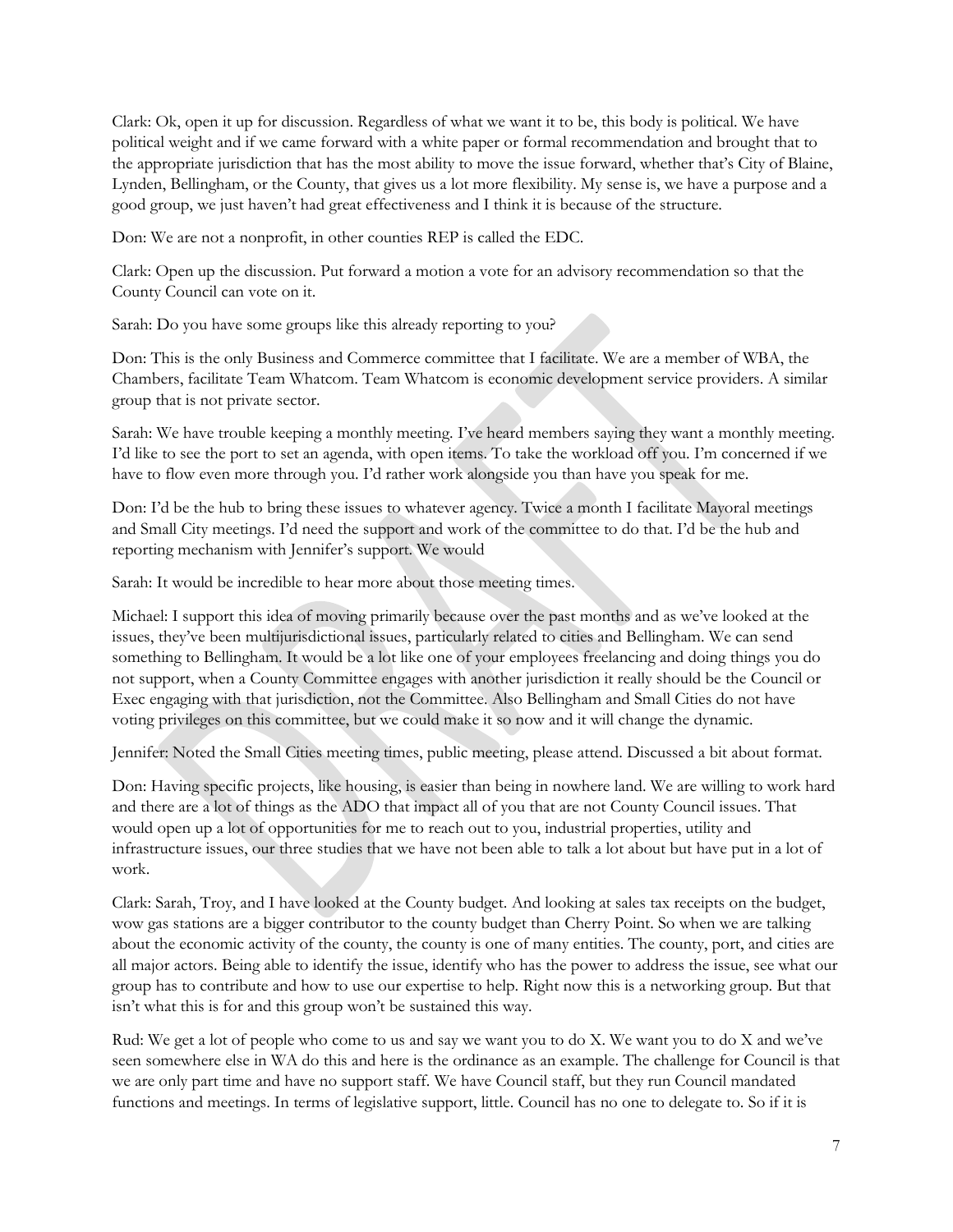Clark: Ok, open it up for discussion. Regardless of what we want it to be, this body is political. We have political weight and if we came forward with a white paper or formal recommendation and brought that to the appropriate jurisdiction that has the most ability to move the issue forward, whether that's City of Blaine, Lynden, Bellingham, or the County, that gives us a lot more flexibility. My sense is, we have a purpose and a good group, we just haven't had great effectiveness and I think it is because of the structure.

Don: We are not a nonprofit, in other counties REP is called the EDC.

Clark: Open up the discussion. Put forward a motion a vote for an advisory recommendation so that the County Council can vote on it.

Sarah: Do you have some groups like this already reporting to you?

Don: This is the only Business and Commerce committee that I facilitate. We are a member of WBA, the Chambers, facilitate Team Whatcom. Team Whatcom is economic development service providers. A similar group that is not private sector.

Sarah: We have trouble keeping a monthly meeting. I've heard members saying they want a monthly meeting. I'd like to see the port to set an agenda, with open items. To take the workload off you. I'm concerned if we have to flow even more through you. I'd rather work alongside you than have you speak for me.

Don: I'd be the hub to bring these issues to whatever agency. Twice a month I facilitate Mayoral meetings and Small City meetings. I'd need the support and work of the committee to do that. I'd be the hub and reporting mechanism with Jennifer's support. We would

Sarah: It would be incredible to hear more about those meeting times.

Michael: I support this idea of moving primarily because over the past months and as we've looked at the issues, they've been multijurisdictional issues, particularly related to cities and Bellingham. We can send something to Bellingham. It would be a lot like one of your employees freelancing and doing things you do not support, when a County Committee engages with another jurisdiction it really should be the Council or Exec engaging with that jurisdiction, not the Committee. Also Bellingham and Small Cities do not have voting privileges on this committee, but we could make it so now and it will change the dynamic.

Jennifer: Noted the Small Cities meeting times, public meeting, please attend. Discussed a bit about format.

Don: Having specific projects, like housing, is easier than being in nowhere land. We are willing to work hard and there are a lot of things as the ADO that impact all of you that are not County Council issues. That would open up a lot of opportunities for me to reach out to you, industrial properties, utility and infrastructure issues, our three studies that we have not been able to talk a lot about but have put in a lot of work.

Clark: Sarah, Troy, and I have looked at the County budget. And looking at sales tax receipts on the budget, wow gas stations are a bigger contributor to the county budget than Cherry Point. So when we are talking about the economic activity of the county, the county is one of many entities. The county, port, and cities are all major actors. Being able to identify the issue, identify who has the power to address the issue, see what our group has to contribute and how to use our expertise to help. Right now this is a networking group. But that isn't what this is for and this group won't be sustained this way.

Rud: We get a lot of people who come to us and say we want you to do X. We want you to do X and we've seen somewhere else in WA do this and here is the ordinance as an example. The challenge for Council is that we are only part time and have no support staff. We have Council staff, but they run Council mandated functions and meetings. In terms of legislative support, little. Council has no one to delegate to. So if it is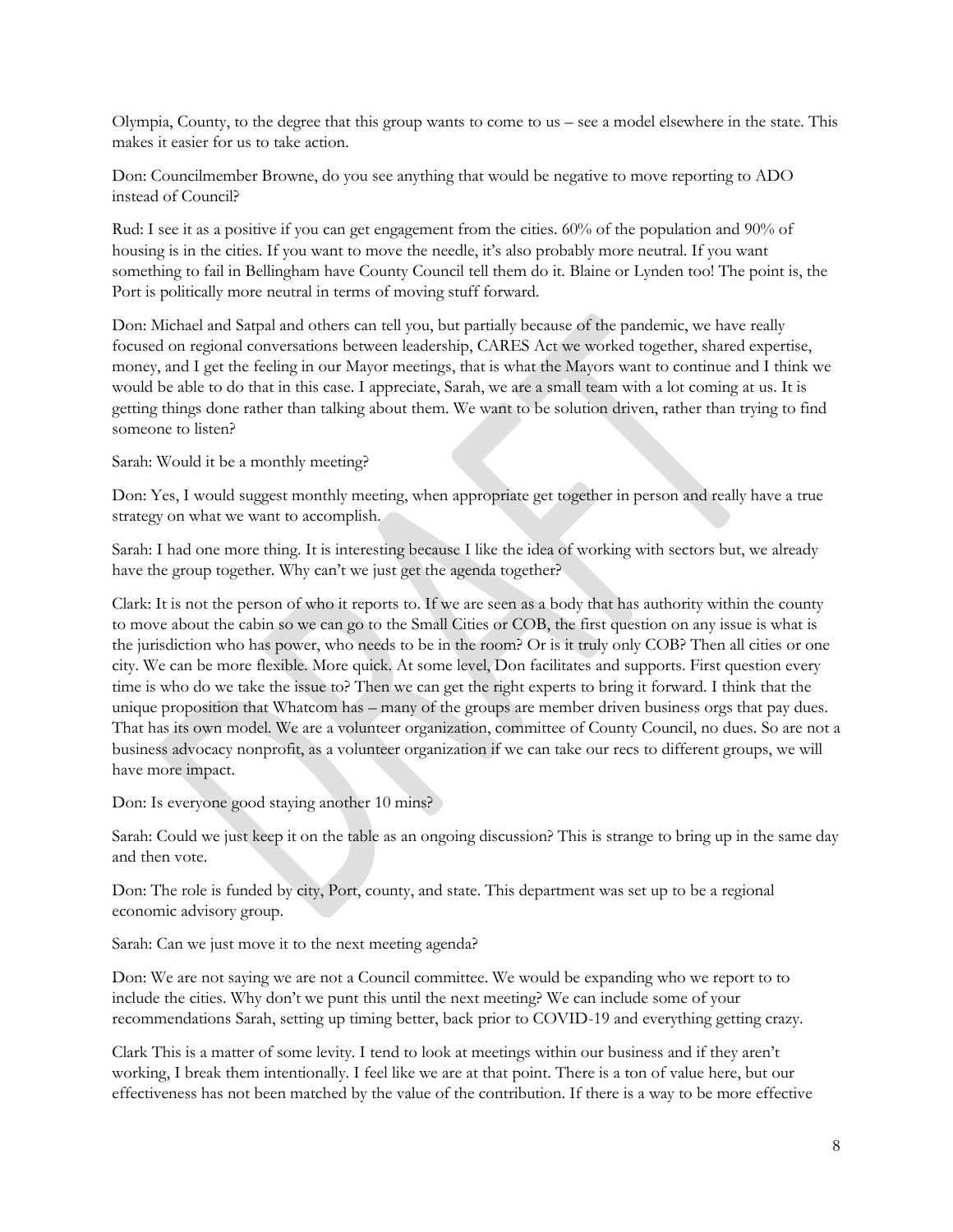Olympia, County, to the degree that this group wants to come to us – see a model elsewhere in the state. This makes it easier for us to take action.

Don: Councilmember Browne, do you see anything that would be negative to move reporting to ADO instead of Council?

Rud: I see it as a positive if you can get engagement from the cities. 60% of the population and 90% of housing is in the cities. If you want to move the needle, it's also probably more neutral. If you want something to fail in Bellingham have County Council tell them do it. Blaine or Lynden too! The point is, the Port is politically more neutral in terms of moving stuff forward.

Don: Michael and Satpal and others can tell you, but partially because of the pandemic, we have really focused on regional conversations between leadership, CARES Act we worked together, shared expertise, money, and I get the feeling in our Mayor meetings, that is what the Mayors want to continue and I think we would be able to do that in this case. I appreciate, Sarah, we are a small team with a lot coming at us. It is getting things done rather than talking about them. We want to be solution driven, rather than trying to find someone to listen?

Sarah: Would it be a monthly meeting?

Don: Yes, I would suggest monthly meeting, when appropriate get together in person and really have a true strategy on what we want to accomplish.

Sarah: I had one more thing. It is interesting because I like the idea of working with sectors but, we already have the group together. Why can't we just get the agenda together?

Clark: It is not the person of who it reports to. If we are seen as a body that has authority within the county to move about the cabin so we can go to the Small Cities or COB, the first question on any issue is what is the jurisdiction who has power, who needs to be in the room? Or is it truly only COB? Then all cities or one city. We can be more flexible. More quick. At some level, Don facilitates and supports. First question every time is who do we take the issue to? Then we can get the right experts to bring it forward. I think that the unique proposition that Whatcom has – many of the groups are member driven business orgs that pay dues. That has its own model. We are a volunteer organization, committee of County Council, no dues. So are not a business advocacy nonprofit, as a volunteer organization if we can take our recs to different groups, we will have more impact.

Don: Is everyone good staying another 10 mins?

Sarah: Could we just keep it on the table as an ongoing discussion? This is strange to bring up in the same day and then vote.

Don: The role is funded by city, Port, county, and state. This department was set up to be a regional economic advisory group.

Sarah: Can we just move it to the next meeting agenda?

Don: We are not saying we are not a Council committee. We would be expanding who we report to to include the cities. Why don't we punt this until the next meeting? We can include some of your recommendations Sarah, setting up timing better, back prior to COVID-19 and everything getting crazy.

Clark This is a matter of some levity. I tend to look at meetings within our business and if they aren't working, I break them intentionally. I feel like we are at that point. There is a ton of value here, but our effectiveness has not been matched by the value of the contribution. If there is a way to be more effective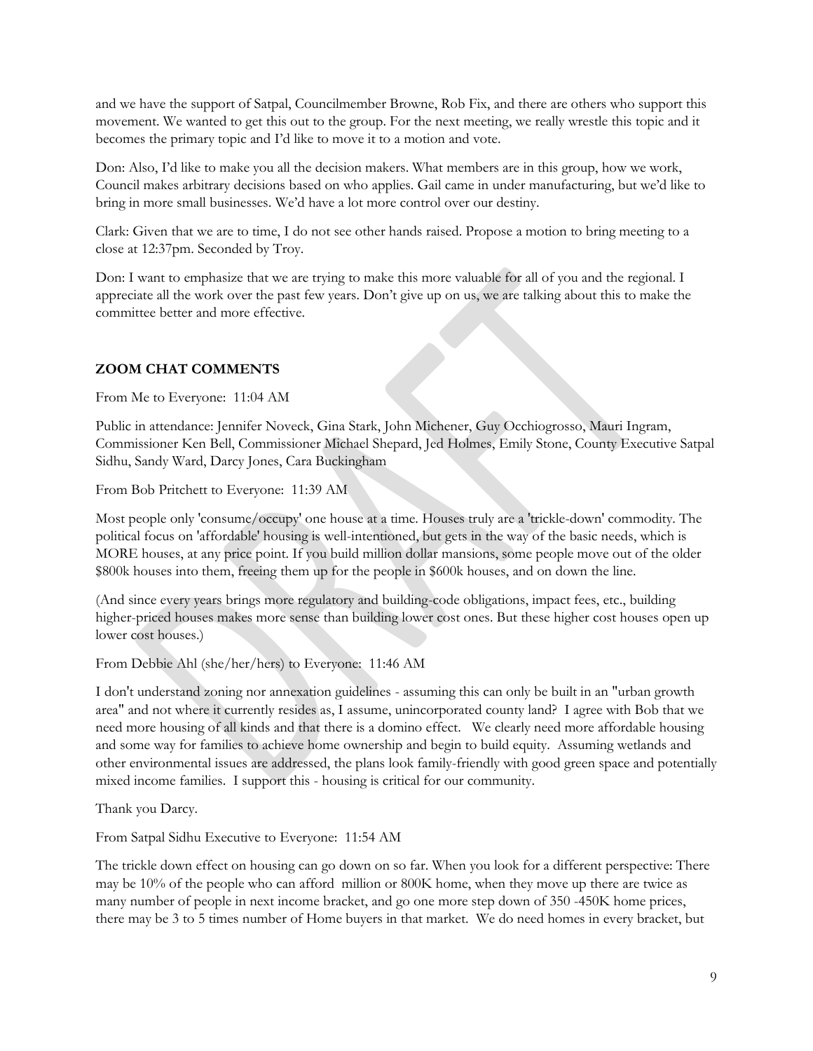and we have the support of Satpal, Councilmember Browne, Rob Fix, and there are others who support this movement. We wanted to get this out to the group. For the next meeting, we really wrestle this topic and it becomes the primary topic and I'd like to move it to a motion and vote.

Don: Also, I'd like to make you all the decision makers. What members are in this group, how we work, Council makes arbitrary decisions based on who applies. Gail came in under manufacturing, but we'd like to bring in more small businesses. We'd have a lot more control over our destiny.

Clark: Given that we are to time, I do not see other hands raised. Propose a motion to bring meeting to a close at 12:37pm. Seconded by Troy.

Don: I want to emphasize that we are trying to make this more valuable for all of you and the regional. I appreciate all the work over the past few years. Don't give up on us, we are talking about this to make the committee better and more effective.

**ZOOM CHAT COMMENTS**

From Me to Everyone: 11:04 AM

Public in attendance: Jennifer Noveck, Gina Stark, John Michener, Guy Occhiogrosso, Mauri Ingram, Commissioner Ken Bell, Commissioner Michael Shepard, Jed Holmes, Emily Stone, County Executive Satpal Sidhu, Sandy Ward, Darcy Jones, Cara Buckingham

From Bob Pritchett to Everyone: 11:39 AM

Most people only 'consume/occupy' one house at a time. Houses truly are a 'trickle-down' commodity. The political focus on 'affordable' housing is well-intentioned, but gets in the way of the basic needs, which is MORE houses, at any price point. If you build million dollar mansions, some people move out of the older $800k houses into them, freeing them up for the people in $600k houses, and on down the line.

(And since every years brings more regulatory and building-code obligations, impact fees, etc., building higher-priced houses makes more sense than building lower cost ones. But these higher cost houses open up lower cost houses.)

From Debbie Ahl (she/her/hers) to Everyone: 11:46 AM

I don't understand zoning nor annexation guidelines - assuming this can only be built in an "urban growth area" and not where it currently resides as, I assume, unincorporated county land? I agree with Bob that we need more housing of all kinds and that there is a domino effect. We clearly need more affordable housing and some way for families to achieve home ownership and begin to build equity. Assuming wetlands and other environmental issues are addressed, the plans look family-friendly with good green space and potentially mixed income families. I support this - housing is critical for our community.

Thank you Darcy.

From Satpal Sidhu Executive to Everyone: 11:54 AM

The trickle down effect on housing can go down on so far. When you look for a different perspective: There may be 10% of the people who can afford million or 800K home, when they move up there are twice as many number of people in next income bracket, and go one more step down of 350 -450K home prices, there may be 3 to 5 times number of Home buyers in that market. We do need homes in every bracket, but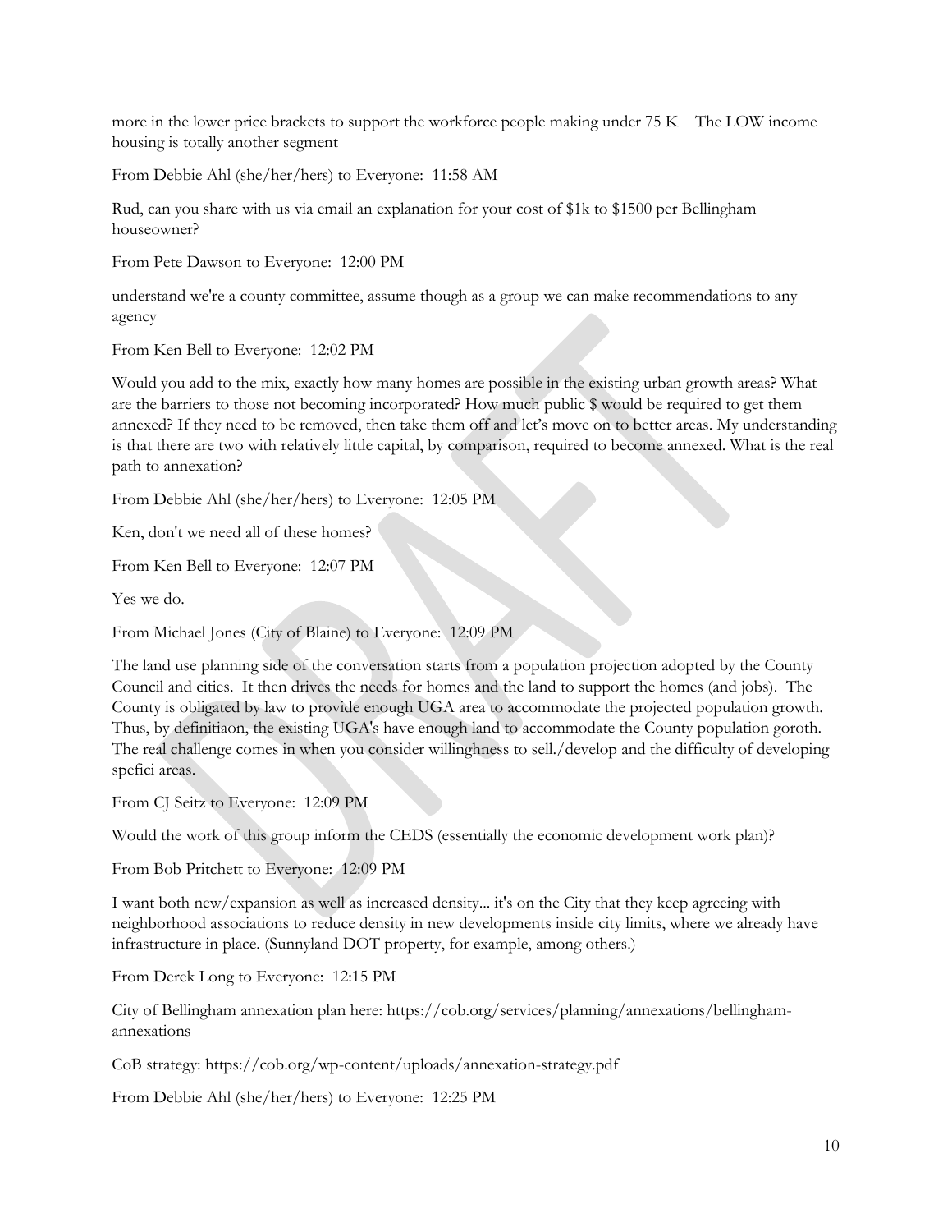more in the lower price brackets to support the workforce people making under 75 K The LOW income housing is totally another segment

From Debbie Ahl (she/her/hers) to Everyone: 11:58 AM

Rud, can you share with us via email an explanation for your cost of $1k to $1500 per Bellingham houseowner?

From Pete Dawson to Everyone: 12:00 PM

understand we're a county committee, assume though as a group we can make recommendations to any agency

From Ken Bell to Everyone: 12:02 PM

Would you add to the mix, exactly how many homes are possible in the existing urban growth areas? What are the barriers to those not becoming incorporated? How much public $ would be required to get them annexed? If they need to be removed, then take them off and let's move on to better areas. My understanding is that there are two with relatively little capital, by comparison, required to become annexed. What is the real path to annexation?

From Debbie Ahl (she/her/hers) to Everyone: 12:05 PM

Ken, don't we need all of these homes?

From Ken Bell to Everyone: 12:07 PM

Yes we do.

From Michael Jones (City of Blaine) to Everyone: 12:09 PM

The land use planning side of the conversation starts from a population projection adopted by the County Council and cities. It then drives the needs for homes and the land to support the homes (and jobs). The County is obligated by law to provide enough UGA area to accommodate the projected population growth. Thus, by definitiaon, the existing UGA's have enough land to accommodate the County population goroth. The real challenge comes in when you consider willinghness to sell./develop and the difficulty of developing spefici areas.

From CJ Seitz to Everyone: 12:09 PM

Would the work of this group inform the CEDS (essentially the economic development work plan)?

From Bob Pritchett to Everyone: 12:09 PM

I want both new/expansion as well as increased density... it's on the City that they keep agreeing with neighborhood associations to reduce density in new developments inside city limits, where we already have infrastructure in place. (Sunnyland DOT property, for example, among others.)

From Derek Long to Everyone: 12:15 PM

City of Bellingham annexation plan here: https://cob.org/services/planning/annexations/bellingham-annexations

CoB strategy: https://cob.org/wp-content/uploads/annexation-strategy.pdf

From Debbie Ahl (she/her/hers) to Everyone: 12:25 PM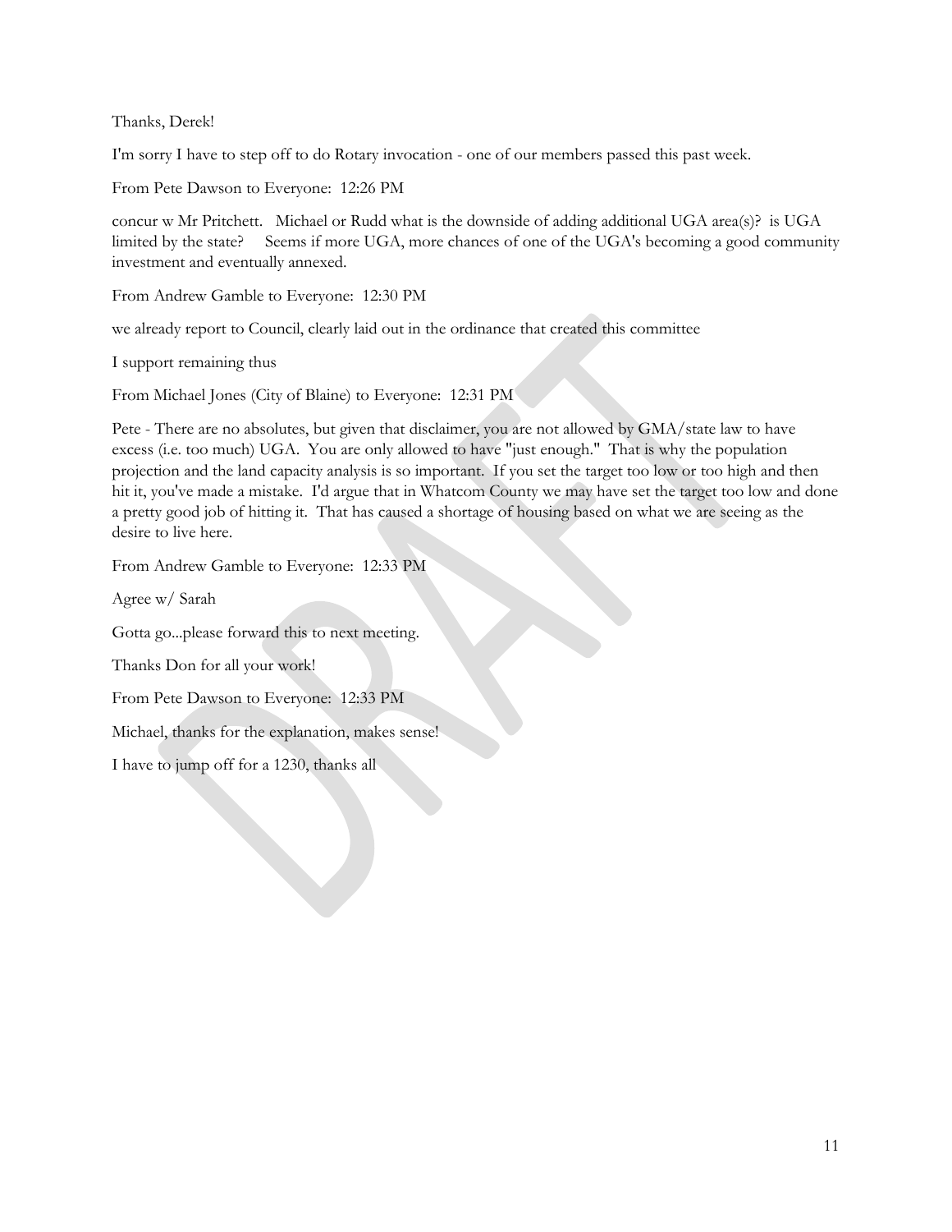Thanks, Derek!

I'm sorry I have to step off to do Rotary invocation - one of our members passed this past week.

From Pete Dawson to Everyone: 12:26 PM

concur w Mr Pritchett. Michael or Rudd what is the downside of adding additional UGA area(s)? is UGA limited by the state? Seems if more UGA, more chances of one of the UGA's becoming a good community investment and eventually annexed.

From Andrew Gamble to Everyone: 12:30 PM

we already report to Council, clearly laid out in the ordinance that created this committee

I support remaining thus

From Michael Jones (City of Blaine) to Everyone: 12:31 PM

Pete - There are no absolutes, but given that disclaimer, you are not allowed by GMA/state law to have excess (i.e. too much) UGA. You are only allowed to have "just enough." That is why the population projection and the land capacity analysis is so important. If you set the target too low or too high and then hit it, you've made a mistake. I'd argue that in Whatcom County we may have set the target too low and done a pretty good job of hitting it. That has caused a shortage of housing based on what we are seeing as the desire to live here.

From Andrew Gamble to Everyone: 12:33 PM

Agree w/ Sarah

Gotta go...please forward this to next meeting.

Thanks Don for all your work!

From Pete Dawson to Everyone: 12:33 PM

Michael, thanks for the explanation, makes sense!

I have to jump off for a 1230, thanks all